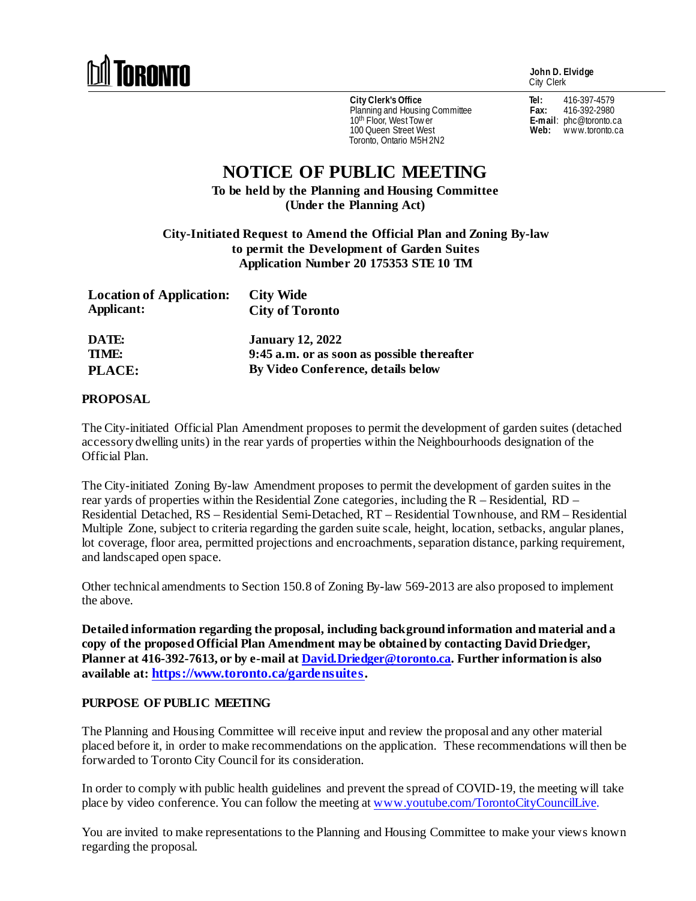TORONTO

**John D. Elvidge**
City Clerk

**City Clerk's Office**
Planning and Housing Committee
10th Floor, West Tower
100 Queen Street West
Toronto, Ontario M5H 2N2

**Tel:** 416-397-4579
**Fax:** 416-392-2980
**E-mail:** phc@toronto.ca
**Web:** www.toronto.ca

# NOTICE OF PUBLIC MEETING

**To be held by the Planning and Housing Committee**
**(Under the Planning Act)**

**City-Initiated Request to Amend the Official Plan and Zoning By-law to permit the Development of Garden Suites**
**Application Number 20 175353 STE 10 TM**

| | |
|---|---|
| **Location of Application:** | **City Wide** |
| **Applicant:** | **City of Toronto** |
| **DATE:** | **January 12, 2022** |
| **TIME:** | **9:45 a.m. or as soon as possible thereafter** |
| **PLACE:** | **By Video Conference, details below** |

## PROPOSAL

The City-initiated Official Plan Amendment proposes to permit the development of garden suites (detached accessory dwelling units) in the rear yards of properties within the Neighbourhoods designation of the Official Plan.

The City-initiated Zoning By-law Amendment proposes to permit the development of garden suites in the rear yards of properties within the Residential Zone categories, including the R – Residential, RD – Residential Detached, RS – Residential Semi-Detached, RT – Residential Townhouse, and RM – Residential Multiple Zone, subject to criteria regarding the garden suite scale, height, location, setbacks, angular planes, lot coverage, floor area, permitted projections and encroachments, separation distance, parking requirement, and landscaped open space.

Other technical amendments to Section 150.8 of Zoning By-law 569-2013 are also proposed to implement the above.

**Detailed information regarding the proposal, including background information and material and a copy of the proposed Official Plan Amendment may be obtained by contacting David Driedger, Planner at 416-392-7613, or by e-mail at David.Driedger@toronto.ca. Further information is also available at: https://www.toronto.ca/gardensuites.**

## PURPOSE OF PUBLIC MEETING

The Planning and Housing Committee will receive input and review the proposal and any other material placed before it, in order to make recommendations on the application. These recommendations will then be forwarded to Toronto City Council for its consideration.

In order to comply with public health guidelines and prevent the spread of COVID-19, the meeting will take place by video conference. You can follow the meeting at www.youtube.com/TorontoCityCouncilLive.

You are invited to make representations to the Planning and Housing Committee to make your views known regarding the proposal.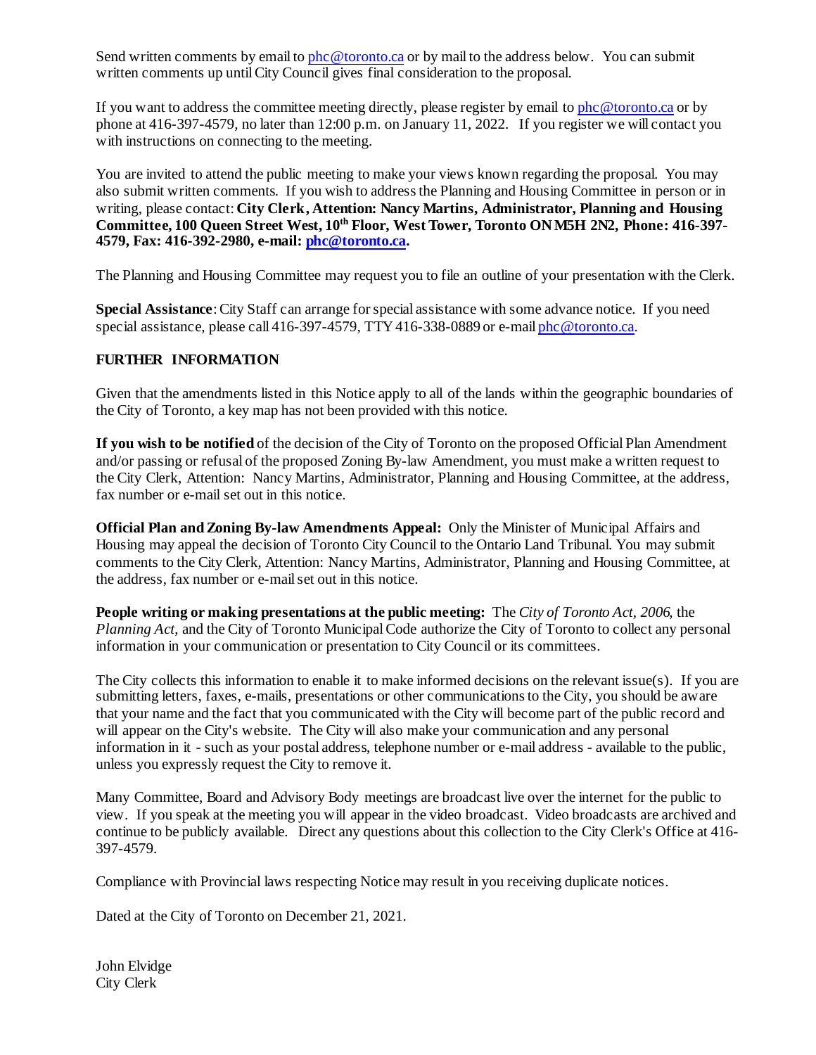Send written comments by email to phc@toronto.ca or by mail to the address below. You can submit written comments up until City Council gives final consideration to the proposal.

If you want to address the committee meeting directly, please register by email to phc@toronto.ca or by phone at 416-397-4579, no later than 12:00 p.m. on January 11, 2022. If you register we will contact you with instructions on connecting to the meeting.

You are invited to attend the public meeting to make your views known regarding the proposal. You may also submit written comments. If you wish to address the Planning and Housing Committee in person or in writing, please contact: **City Clerk, Attention: Nancy Martins, Administrator, Planning and Housing Committee, 100 Queen Street West, 10th Floor, West Tower, Toronto ON M5H 2N2, Phone: 416-397-4579, Fax: 416-392-2980, e-mail: phc@toronto.ca.**

The Planning and Housing Committee may request you to file an outline of your presentation with the Clerk.

**Special Assistance**: City Staff can arrange for special assistance with some advance notice. If you need special assistance, please call 416-397-4579, TTY 416-338-0889 or e-mail phc@toronto.ca.

## FURTHER INFORMATION

Given that the amendments listed in this Notice apply to all of the lands within the geographic boundaries of the City of Toronto, a key map has not been provided with this notice.

**If you wish to be notified** of the decision of the City of Toronto on the proposed Official Plan Amendment and/or passing or refusal of the proposed Zoning By-law Amendment, you must make a written request to the City Clerk, Attention: Nancy Martins, Administrator, Planning and Housing Committee, at the address, fax number or e-mail set out in this notice.

**Official Plan and Zoning By-law Amendments Appeal:** Only the Minister of Municipal Affairs and Housing may appeal the decision of Toronto City Council to the Ontario Land Tribunal. You may submit comments to the City Clerk, Attention: Nancy Martins, Administrator, Planning and Housing Committee, at the address, fax number or e-mail set out in this notice.

**People writing or making presentations at the public meeting:** The *City of Toronto Act, 2006*, the *Planning Act*, and the City of Toronto Municipal Code authorize the City of Toronto to collect any personal information in your communication or presentation to City Council or its committees.

The City collects this information to enable it to make informed decisions on the relevant issue(s). If you are submitting letters, faxes, e-mails, presentations or other communications to the City, you should be aware that your name and the fact that you communicated with the City will become part of the public record and will appear on the City's website. The City will also make your communication and any personal information in it - such as your postal address, telephone number or e-mail address - available to the public, unless you expressly request the City to remove it.

Many Committee, Board and Advisory Body meetings are broadcast live over the internet for the public to view. If you speak at the meeting you will appear in the video broadcast. Video broadcasts are archived and continue to be publicly available. Direct any questions about this collection to the City Clerk's Office at 416-397-4579.

Compliance with Provincial laws respecting Notice may result in you receiving duplicate notices.

Dated at the City of Toronto on December 21, 2021.

John Elvidge
City Clerk